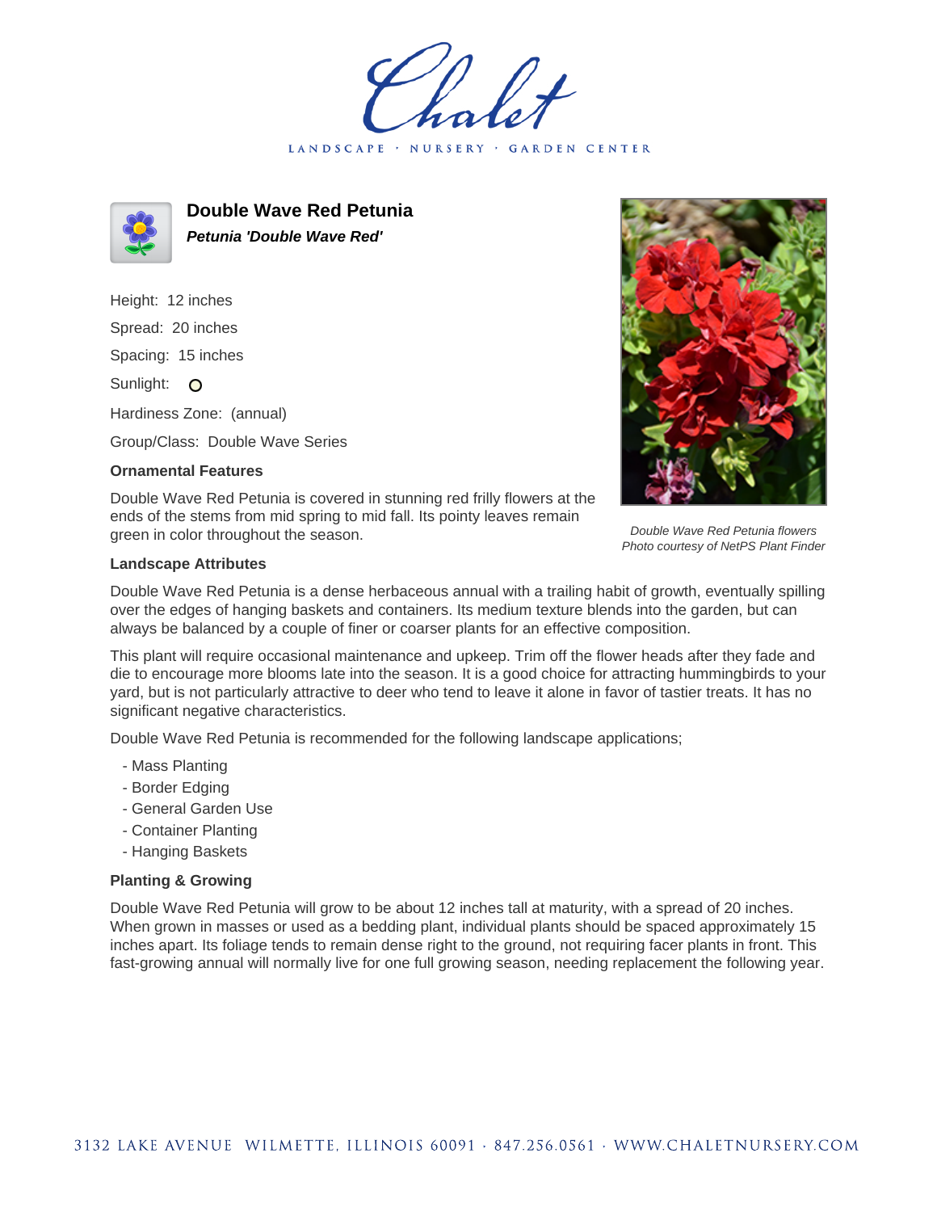Chalet

LANDSCAPE · NURSERY · GARDEN CENTER

# Double Wave Red Petunia

***Petunia 'Double Wave Red'***

Height: 12 inches

Spread: 20 inches

Spacing: 15 inches

Sunlight: O

Hardiness Zone: (annual)

Group/Class: Double Wave Series

### Ornamental Features

Double Wave Red Petunia is covered in stunning red frilly flowers at the ends of the stems from mid spring to mid fall. Its pointy leaves remain green in color throughout the season.

*Double Wave Red Petunia flowers*
*Photo courtesy of NetPS Plant Finder*

### Landscape Attributes

Double Wave Red Petunia is a dense herbaceous annual with a trailing habit of growth, eventually spilling over the edges of hanging baskets and containers. Its medium texture blends into the garden, but can always be balanced by a couple of finer or coarser plants for an effective composition.

This plant will require occasional maintenance and upkeep. Trim off the flower heads after they fade and die to encourage more blooms late into the season. It is a good choice for attracting hummingbirds to your yard, but is not particularly attractive to deer who tend to leave it alone in favor of tastier treats. It has no significant negative characteristics.

Double Wave Red Petunia is recommended for the following landscape applications;

- Mass Planting
- Border Edging
- General Garden Use
- Container Planting
- Hanging Baskets

### Planting & Growing

Double Wave Red Petunia will grow to be about 12 inches tall at maturity, with a spread of 20 inches. When grown in masses or used as a bedding plant, individual plants should be spaced approximately 15 inches apart. Its foliage tends to remain dense right to the ground, not requiring facer plants in front. This fast-growing annual will normally live for one full growing season, needing replacement the following year.

3132 LAKE AVENUE WILMETTE, ILLINOIS 60091 · 847.256.0561 · WWW.CHALETNURSERY.COM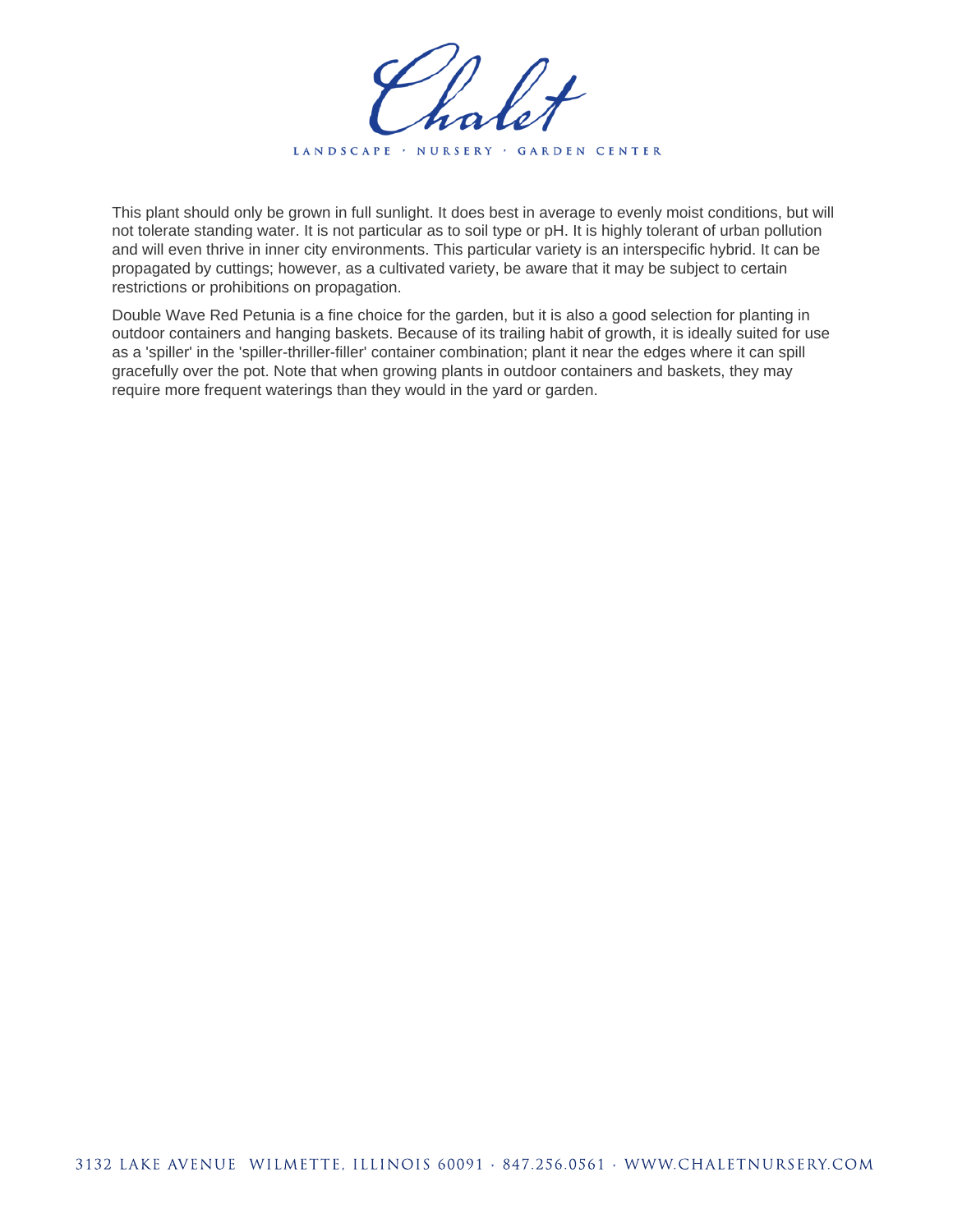This plant should only be grown in full sunlight. It does best in average to evenly moist conditions, but will not tolerate standing water. It is not particular as to soil type or pH. It is highly tolerant of urban pollution and will even thrive in inner city environments. This particular variety is an interspecific hybrid. It can be propagated by cuttings; however, as a cultivated variety, be aware that it may be subject to certain restrictions or prohibitions on propagation.

Double Wave Red Petunia is a fine choice for the garden, but it is also a good selection for planting in outdoor containers and hanging baskets. Because of its trailing habit of growth, it is ideally suited for use as a 'spiller' in the 'spiller-thriller-filler' container combination; plant it near the edges where it can spill gracefully over the pot. Note that when growing plants in outdoor containers and baskets, they may require more frequent waterings than they would in the yard or garden.